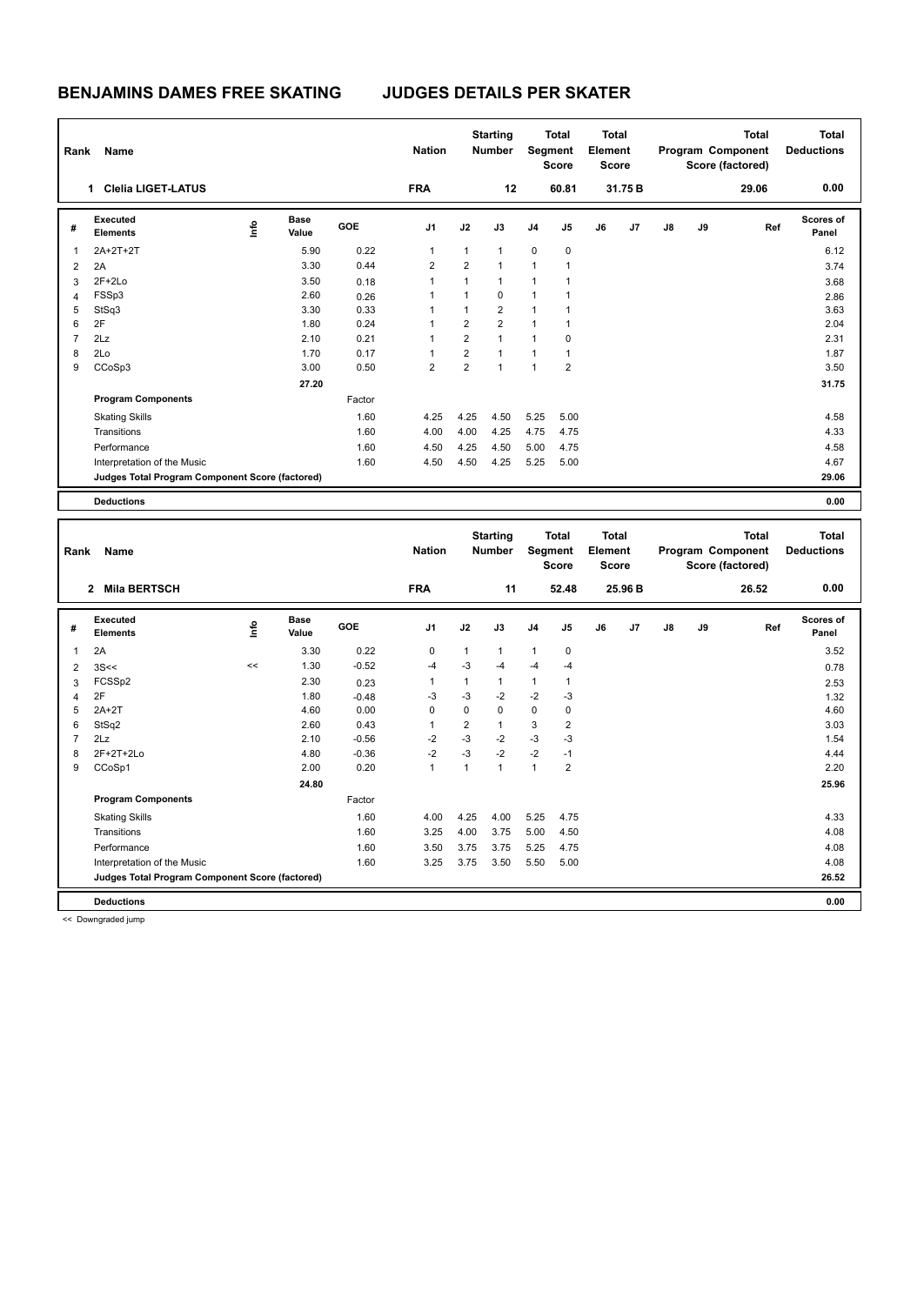# BENJAMINS DAMES FREE SKATING JUDGES DETAILS PER SKATER

| Rank | Name | Nation | Starting Number | Total Segment Score | Total Element Score | Total Program Component Score (factored) | Total Deductions |
|---|---|---|---|---|---|---|---|
| 1 | Clelia LIGET-LATUS | FRA | 12 | 60.81 | 31.75 B | 29.06 | 0.00 |

| # | Executed Elements | Info | Base Value | GOE | J1 | J2 | J3 | J4 | J5 | J6 | J7 | J8 | J9 | Ref | Scores of Panel |
|---|---|---|---|---|---|---|---|---|---|---|---|---|---|---|---|
| 1 | 2A+2T+2T | | 5.90 | 0.22 | 1 | 1 | 1 | 0 | 0 | | | | | | 6.12 |
| 2 | 2A | | 3.30 | 0.44 | 2 | 2 | 1 | 1 | 1 | | | | | | 3.74 |
| 3 | 2F+2Lo | | 3.50 | 0.18 | 1 | 1 | 1 | 1 | 1 | | | | | | 3.68 |
| 4 | FSSp3 | | 2.60 | 0.26 | 1 | 1 | 0 | 1 | 1 | | | | | | 2.86 |
| 5 | StSq3 | | 3.30 | 0.33 | 1 | 1 | 2 | 1 | 1 | | | | | | 3.63 |
| 6 | 2F | | 1.80 | 0.24 | 1 | 2 | 2 | 1 | 1 | | | | | | 2.04 |
| 7 | 2Lz | | 2.10 | 0.21 | 1 | 2 | 1 | 1 | 0 | | | | | | 2.31 |
| 8 | 2Lo | | 1.70 | 0.17 | 1 | 2 | 1 | 1 | 1 | | | | | | 1.87 |
| 9 | CCoSp3 | | 3.00 | 0.50 | 2 | 2 | 1 | 1 | 2 | | | | | | 3.50 |
| | | | 27.20 | | | | | | | | | | | | 31.75 |
| | **Program Components** | | | Factor | | | | | | | | | | | |
| | Skating Skills | | | 1.60 | 4.25 | 4.25 | 4.50 | 5.25 | 5.00 | | | | | | 4.58 |
| | Transitions | | | 1.60 | 4.00 | 4.00 | 4.25 | 4.75 | 4.75 | | | | | | 4.33 |
| | Performance | | | 1.60 | 4.50 | 4.25 | 4.50 | 5.00 | 4.75 | | | | | | 4.58 |
| | Interpretation of the Music | | | 1.60 | 4.50 | 4.50 | 4.25 | 5.25 | 5.00 | | | | | | 4.67 |
| | **Judges Total Program Component Score (factored)** | | | | | | | | | | | | | | 29.06 |
| | **Deductions** | | | | | | | | | | | | | | 0.00 |

| Rank | Name | Nation | Starting Number | Total Segment Score | Total Element Score | Total Program Component Score (factored) | Total Deductions |
|---|---|---|---|---|---|---|---|
| 2 | Mila BERTSCH | FRA | 11 | 52.48 | 25.96 B | 26.52 | 0.00 |

| # | Executed Elements | Info | Base Value | GOE | J1 | J2 | J3 | J4 | J5 | J6 | J7 | J8 | J9 | Ref | Scores of Panel |
|---|---|---|---|---|---|---|---|---|---|---|---|---|---|---|---|
| 1 | 2A | | 3.30 | 0.22 | 0 | 1 | 1 | 1 | 0 | | | | | | 3.52 |
| 2 | 3S<< | << | 1.30 | -0.52 | -4 | -3 | -4 | -4 | -4 | | | | | | 0.78 |
| 3 | FCSSp2 | | 2.30 | 0.23 | 1 | 1 | 1 | 1 | 1 | | | | | | 2.53 |
| 4 | 2F | | 1.80 | -0.48 | -3 | -3 | -2 | -2 | -3 | | | | | | 1.32 |
| 5 | 2A+2T | | 4.60 | 0.00 | 0 | 0 | 0 | 0 | 0 | | | | | | 4.60 |
| 6 | StSq2 | | 2.60 | 0.43 | 1 | 2 | 1 | 3 | 2 | | | | | | 3.03 |
| 7 | 2Lz | | 2.10 | -0.56 | -2 | -3 | -2 | -3 | -3 | | | | | | 1.54 |
| 8 | 2F+2T+2Lo | | 4.80 | -0.36 | -2 | -3 | -2 | -2 | -1 | | | | | | 4.44 |
| 9 | CCoSp1 | | 2.00 | 0.20 | 1 | 1 | 1 | 1 | 2 | | | | | | 2.20 |
| | | | 24.80 | | | | | | | | | | | | 25.96 |
| | **Program Components** | | | Factor | | | | | | | | | | | |
| | Skating Skills | | | 1.60 | 4.00 | 4.25 | 4.00 | 5.25 | 4.75 | | | | | | 4.33 |
| | Transitions | | | 1.60 | 3.25 | 4.00 | 3.75 | 5.00 | 4.50 | | | | | | 4.08 |
| | Performance | | | 1.60 | 3.50 | 3.75 | 3.75 | 5.25 | 4.75 | | | | | | 4.08 |
| | Interpretation of the Music | | | 1.60 | 3.25 | 3.75 | 3.50 | 5.50 | 5.00 | | | | | | 4.08 |
| | **Judges Total Program Component Score (factored)** | | | | | | | | | | | | | | 26.52 |
| | **Deductions** | | | | | | | | | | | | | | 0.00 |

<< Downgraded jump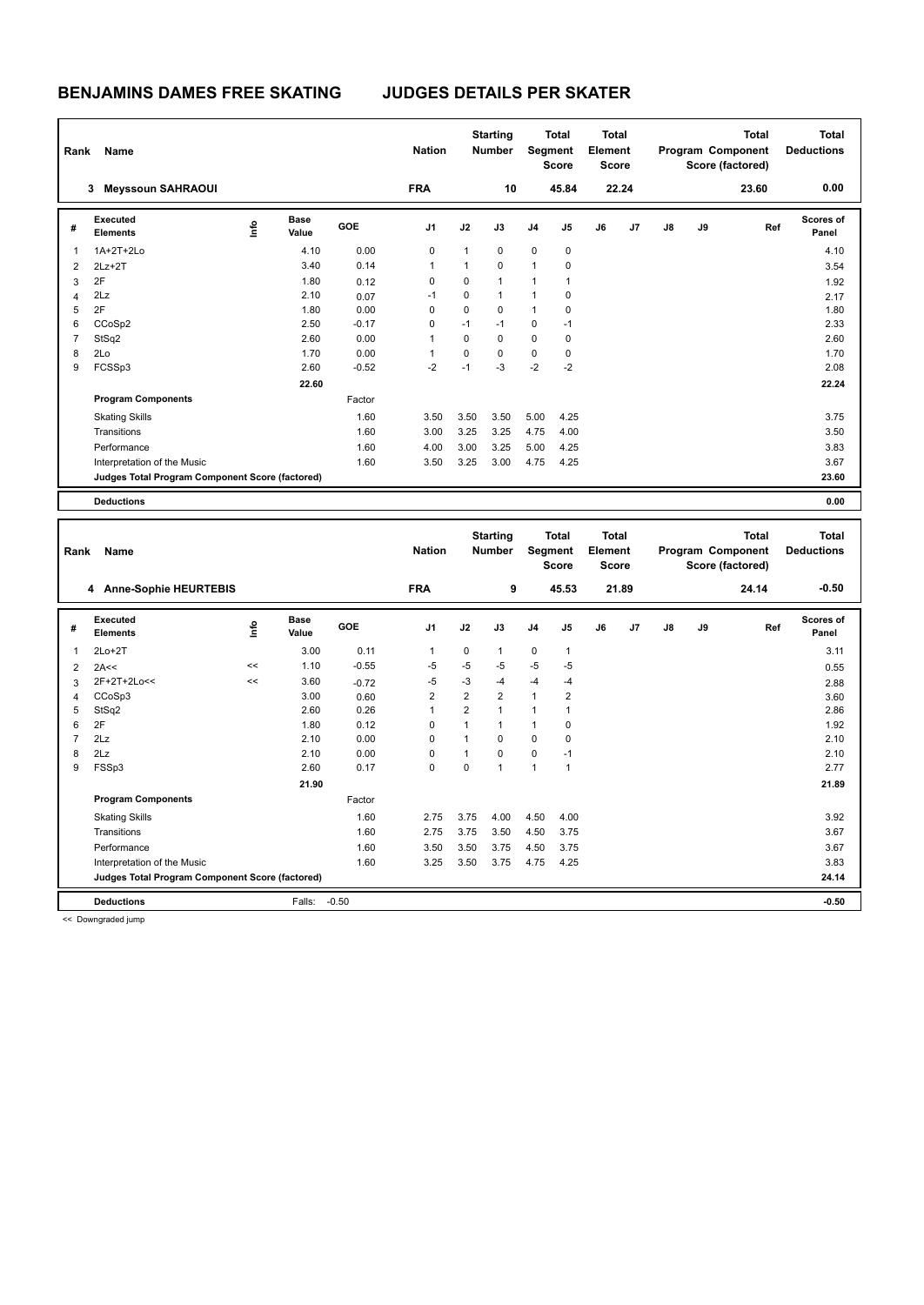# BENJAMINS DAMES FREE SKATING　　JUDGES DETAILS PER SKATER

| Rank | Name | Nation | Starting Number | Total Segment Score | Total Element Score | Total Program Component Score (factored) | Total Deductions |
|---|---|---|---|---|---|---|---|
| 3 | Meyssoun SAHRAOUI | FRA | 10 | 45.84 | 22.24 | 23.60 | 0.00 |

| # | Executed Elements | Info | Base Value | GOE | J1 | J2 | J3 | J4 | J5 | J6 | J7 | J8 | J9 | Ref | Scores of Panel |
|---|---|---|---|---|---|---|---|---|---|---|---|---|---|---|---|
| 1 | 1A+2T+2Lo | | 4.10 | 0.00 | 0 | 1 | 0 | 0 | 0 | | | | | | 4.10 |
| 2 | 2Lz+2T | | 3.40 | 0.14 | 1 | 1 | 0 | 1 | 0 | | | | | | 3.54 |
| 3 | 2F | | 1.80 | 0.12 | 0 | 0 | 1 | 1 | 1 | | | | | | 1.92 |
| 4 | 2Lz | | 2.10 | 0.07 | -1 | 0 | 1 | 1 | 0 | | | | | | 2.17 |
| 5 | 2F | | 1.80 | 0.00 | 0 | 0 | 0 | 1 | 0 | | | | | | 1.80 |
| 6 | CCoSp2 | | 2.50 | -0.17 | 0 | -1 | -1 | 0 | -1 | | | | | | 2.33 |
| 7 | StSq2 | | 2.60 | 0.00 | 1 | 0 | 0 | 0 | 0 | | | | | | 2.60 |
| 8 | 2Lo | | 1.70 | 0.00 | 1 | 0 | 0 | 0 | 0 | | | | | | 1.70 |
| 9 | FCSSp3 | | 2.60 | -0.52 | -2 | -1 | -3 | -2 | -2 | | | | | | 2.08 |
| | | | 22.60 | | | | | | | | | | | | 22.24 |
| | **Program Components** | | | Factor | | | | | | | | | | | |
| | Skating Skills | | | 1.60 | 3.50 | 3.50 | 3.50 | 5.00 | 4.25 | | | | | | 3.75 |
| | Transitions | | | 1.60 | 3.00 | 3.25 | 3.25 | 4.75 | 4.00 | | | | | | 3.50 |
| | Performance | | | 1.60 | 4.00 | 3.00 | 3.25 | 5.00 | 4.25 | | | | | | 3.83 |
| | Interpretation of the Music | | | 1.60 | 3.50 | 3.25 | 3.00 | 4.75 | 4.25 | | | | | | 3.67 |
| | **Judges Total Program Component Score (factored)** | | | | | | | | | | | | | | 23.60 |
| | **Deductions** | | | | | | | | | | | | | | 0.00 |

| Rank | Name | Nation | Starting Number | Total Segment Score | Total Element Score | Total Program Component Score (factored) | Total Deductions |
|---|---|---|---|---|---|---|---|
| 4 | Anne-Sophie HEURTEBIS | FRA | 9 | 45.53 | 21.89 | 24.14 | -0.50 |

| # | Executed Elements | Info | Base Value | GOE | J1 | J2 | J3 | J4 | J5 | J6 | J7 | J8 | J9 | Ref | Scores of Panel |
|---|---|---|---|---|---|---|---|---|---|---|---|---|---|---|---|
| 1 | 2Lo+2T | | 3.00 | 0.11 | 1 | 0 | 1 | 0 | 1 | | | | | | 3.11 |
| 2 | 2A<< | << | 1.10 | -0.55 | -5 | -5 | -5 | -5 | -5 | | | | | | 0.55 |
| 3 | 2F+2T+2Lo<< | << | 3.60 | -0.72 | -5 | -3 | -4 | -4 | -4 | | | | | | 2.88 |
| 4 | CCoSp3 | | 3.00 | 0.60 | 2 | 2 | 2 | 1 | 2 | | | | | | 3.60 |
| 5 | StSq2 | | 2.60 | 0.26 | 1 | 2 | 1 | 1 | 1 | | | | | | 2.86 |
| 6 | 2F | | 1.80 | 0.12 | 0 | 1 | 1 | 1 | 0 | | | | | | 1.92 |
| 7 | 2Lz | | 2.10 | 0.00 | 0 | 1 | 0 | 0 | 0 | | | | | | 2.10 |
| 8 | 2Lz | | 2.10 | 0.00 | 0 | 1 | 0 | 0 | -1 | | | | | | 2.10 |
| 9 | FSSp3 | | 2.60 | 0.17 | 0 | 0 | 1 | 1 | 1 | | | | | | 2.77 |
| | | | 21.90 | | | | | | | | | | | | 21.89 |
| | **Program Components** | | | Factor | | | | | | | | | | | |
| | Skating Skills | | | 1.60 | 2.75 | 3.75 | 4.00 | 4.50 | 4.00 | | | | | | 3.92 |
| | Transitions | | | 1.60 | 2.75 | 3.75 | 3.50 | 4.50 | 3.75 | | | | | | 3.67 |
| | Performance | | | 1.60 | 3.50 | 3.50 | 3.75 | 4.50 | 3.75 | | | | | | 3.67 |
| | Interpretation of the Music | | | 1.60 | 3.25 | 3.50 | 3.75 | 4.75 | 4.25 | | | | | | 3.83 |
| | **Judges Total Program Component Score (factored)** | | | | | | | | | | | | | | 24.14 |
| | **Deductions** | | Falls: | -0.50 | | | | | | | | | | | -0.50 |

<< Downgraded jump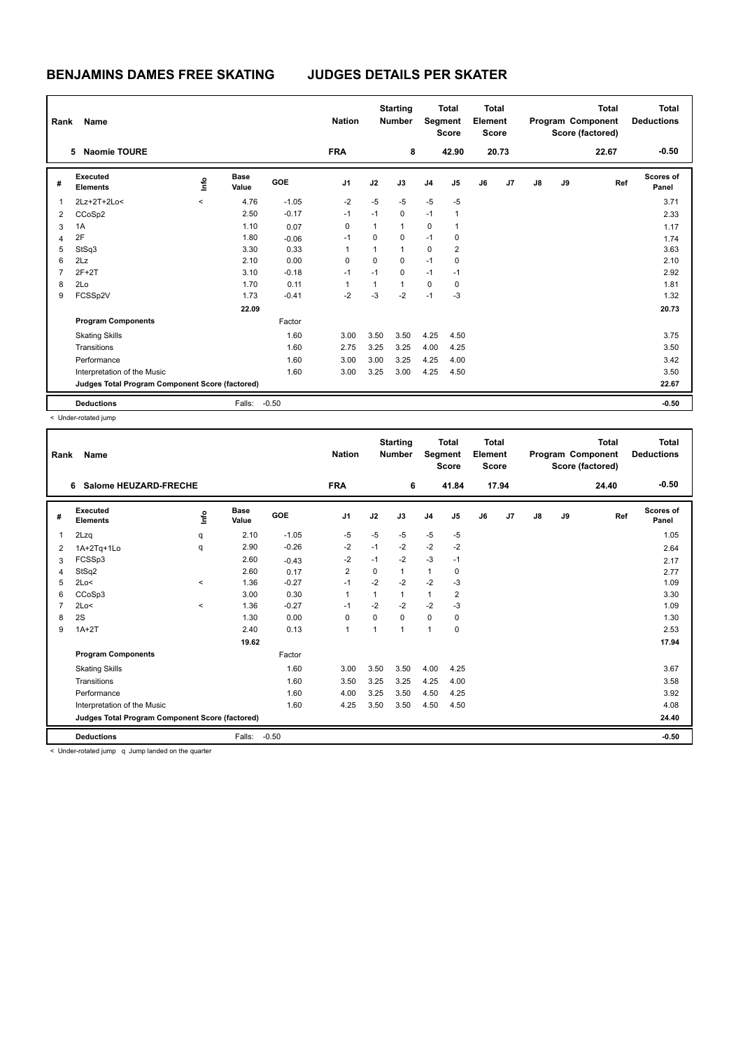# BENJAMINS DAMES FREE SKATING JUDGES DETAILS PER SKATER

| Rank | Name | Nation | Starting Number | Total Segment Score | Total Element Score | Total Program Component Score (factored) | Total Deductions |
|---|---|---|---|---|---|---|---|
| 5 | Naomie TOURE | FRA | 8 | 42.90 | 20.73 | 22.67 | -0.50 |

| # | Executed Elements | Info | Base Value | GOE | J1 | J2 | J3 | J4 | J5 | J6 | J7 | J8 | J9 | Ref | Scores of Panel |
|---|---|---|---|---|---|---|---|---|---|---|---|---|---|---|---|
| 1 | 2Lz+2T+2Lo< | < | 4.76 | -1.05 | -2 | -5 | -5 | -5 | -5 | | | | | | 3.71 |
| 2 | CCoSp2 | | 2.50 | -0.17 | -1 | -1 | 0 | -1 | 1 | | | | | | 2.33 |
| 3 | 1A | | 1.10 | 0.07 | 0 | 1 | 1 | 0 | 1 | | | | | | 1.17 |
| 4 | 2F | | 1.80 | -0.06 | -1 | 0 | 0 | -1 | 0 | | | | | | 1.74 |
| 5 | StSq3 | | 3.30 | 0.33 | 1 | 1 | 1 | 0 | 2 | | | | | | 3.63 |
| 6 | 2Lz | | 2.10 | 0.00 | 0 | 0 | 0 | -1 | 0 | | | | | | 2.10 |
| 7 | 2F+2T | | 3.10 | -0.18 | -1 | -1 | 0 | -1 | -1 | | | | | | 2.92 |
| 8 | 2Lo | | 1.70 | 0.11 | 1 | 1 | 1 | 0 | 0 | | | | | | 1.81 |
| 9 | FCSSp2V | | 1.73 | -0.41 | -2 | -3 | -2 | -1 | -3 | | | | | | 1.32 |
| | | | 22.09 | | | | | | | | | | | | 20.73 |
| | **Program Components** | | | Factor | | | | | | | | | | | |
| | Skating Skills | | | 1.60 | 3.00 | 3.50 | 3.50 | 4.25 | 4.50 | | | | | | 3.75 |
| | Transitions | | | 1.60 | 2.75 | 3.25 | 3.25 | 4.00 | 4.25 | | | | | | 3.50 |
| | Performance | | | 1.60 | 3.00 | 3.00 | 3.25 | 4.25 | 4.00 | | | | | | 3.42 |
| | Interpretation of the Music | | | 1.60 | 3.00 | 3.25 | 3.00 | 4.25 | 4.50 | | | | | | 3.50 |
| | **Judges Total Program Component Score (factored)** | | | | | | | | | | | | | | 22.67 |
| | **Deductions** | | Falls: | -0.50 | | | | | | | | | | | -0.50 |

< Under-rotated jump

| Rank | Name | Nation | Starting Number | Total Segment Score | Total Element Score | Total Program Component Score (factored) | Total Deductions |
|---|---|---|---|---|---|---|---|
| 6 | Salome HEUZARD-FRECHE | FRA | 6 | 41.84 | 17.94 | 24.40 | -0.50 |

| # | Executed Elements | Info | Base Value | GOE | J1 | J2 | J3 | J4 | J5 | J6 | J7 | J8 | J9 | Ref | Scores of Panel |
|---|---|---|---|---|---|---|---|---|---|---|---|---|---|---|---|
| 1 | 2Lzq | q | 2.10 | -1.05 | -5 | -5 | -5 | -5 | -5 | | | | | | 1.05 |
| 2 | 1A+2Tq+1Lo | q | 2.90 | -0.26 | -2 | -1 | -2 | -2 | -2 | | | | | | 2.64 |
| 3 | FCSSp3 | | 2.60 | -0.43 | -2 | -1 | -2 | -3 | -1 | | | | | | 2.17 |
| 4 | StSq2 | | 2.60 | 0.17 | 2 | 0 | 1 | 1 | 0 | | | | | | 2.77 |
| 5 | 2Lo< | < | 1.36 | -0.27 | -1 | -2 | -2 | -2 | -3 | | | | | | 1.09 |
| 6 | CCoSp3 | | 3.00 | 0.30 | 1 | 1 | 1 | 1 | 2 | | | | | | 3.30 |
| 7 | 2Lo< | < | 1.36 | -0.27 | -1 | -2 | -2 | -2 | -3 | | | | | | 1.09 |
| 8 | 2S | | 1.30 | 0.00 | 0 | 0 | 0 | 0 | 0 | | | | | | 1.30 |
| 9 | 1A+2T | | 2.40 | 0.13 | 1 | 1 | 1 | 1 | 0 | | | | | | 2.53 |
| | | | 19.62 | | | | | | | | | | | | 17.94 |
| | **Program Components** | | | Factor | | | | | | | | | | | |
| | Skating Skills | | | 1.60 | 3.00 | 3.50 | 3.50 | 4.00 | 4.25 | | | | | | 3.67 |
| | Transitions | | | 1.60 | 3.50 | 3.25 | 3.25 | 4.25 | 4.00 | | | | | | 3.58 |
| | Performance | | | 1.60 | 4.00 | 3.25 | 3.50 | 4.50 | 4.25 | | | | | | 3.92 |
| | Interpretation of the Music | | | 1.60 | 4.25 | 3.50 | 3.50 | 4.50 | 4.50 | | | | | | 4.08 |
| | **Judges Total Program Component Score (factored)** | | | | | | | | | | | | | | 24.40 |
| | **Deductions** | | Falls: | -0.50 | | | | | | | | | | | -0.50 |

< Under-rotated jump q Jump landed on the quarter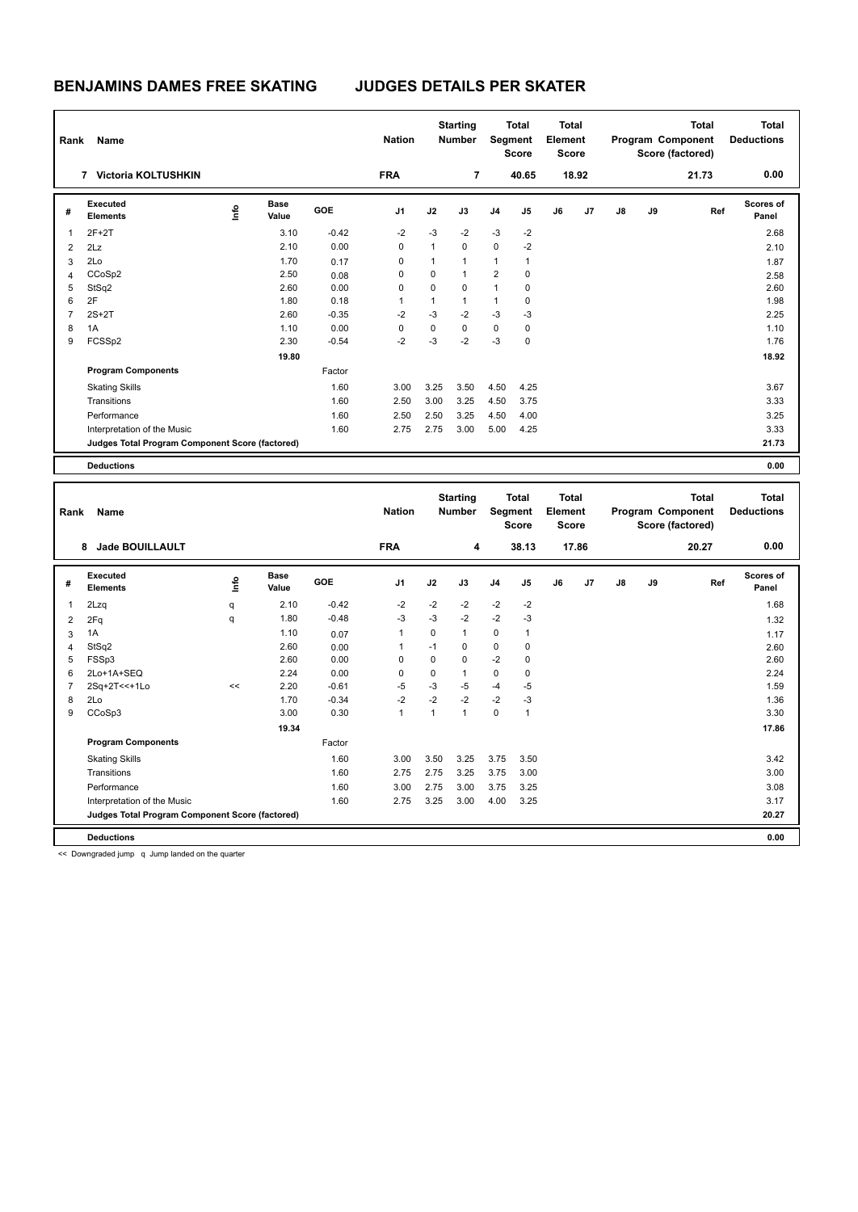# BENJAMINS DAMES FREE SKATING    JUDGES DETAILS PER SKATER

| Rank | Name | Nation | Starting Number | Total Segment Score | Total Element Score | Total Program Component Score (factored) | Total Deductions |
|---|---|---|---|---|---|---|---|
| 7 | Victoria KOLTUSHKIN | FRA | 7 | 40.65 | 18.92 | 21.73 | 0.00 |

| # | Executed Elements | Info | Base Value | GOE | J1 | J2 | J3 | J4 | J5 | J6 | J7 | J8 | J9 | Ref | Scores of Panel |
|---|---|---|---|---|---|---|---|---|---|---|---|---|---|---|---|
| 1 | 2F+2T | | 3.10 | -0.42 | -2 | -3 | -2 | -3 | -2 | | | | | | 2.68 |
| 2 | 2Lz | | 2.10 | 0.00 | 0 | 1 | 0 | 0 | -2 | | | | | | 2.10 |
| 3 | 2Lo | | 1.70 | 0.17 | 0 | 1 | 1 | 1 | 1 | | | | | | 1.87 |
| 4 | CCoSp2 | | 2.50 | 0.08 | 0 | 0 | 1 | 2 | 0 | | | | | | 2.58 |
| 5 | StSq2 | | 2.60 | 0.00 | 0 | 0 | 0 | 1 | 0 | | | | | | 2.60 |
| 6 | 2F | | 1.80 | 0.18 | 1 | 1 | 1 | 1 | 0 | | | | | | 1.98 |
| 7 | 2S+2T | | 2.60 | -0.35 | -2 | -3 | -2 | -3 | -3 | | | | | | 2.25 |
| 8 | 1A | | 1.10 | 0.00 | 0 | 0 | 0 | 0 | 0 | | | | | | 1.10 |
| 9 | FCSSp2 | | 2.30 | -0.54 | -2 | -3 | -2 | -3 | 0 | | | | | | 1.76 |
| | | | 19.80 | | | | | | | | | | | | 18.92 |
| | **Program Components** | | | Factor | | | | | | | | | | | |
| | Skating Skills | | | 1.60 | 3.00 | 3.25 | 3.50 | 4.50 | 4.25 | | | | | | 3.67 |
| | Transitions | | | 1.60 | 2.50 | 3.00 | 3.25 | 4.50 | 3.75 | | | | | | 3.33 |
| | Performance | | | 1.60 | 2.50 | 2.50 | 3.25 | 4.50 | 4.00 | | | | | | 3.25 |
| | Interpretation of the Music | | | 1.60 | 2.75 | 2.75 | 3.00 | 5.00 | 4.25 | | | | | | 3.33 |
| | **Judges Total Program Component Score (factored)** | | | | | | | | | | | | | | 21.73 |
| | **Deductions** | | | | | | | | | | | | | | 0.00 |

| Rank | Name | Nation | Starting Number | Total Segment Score | Total Element Score | Total Program Component Score (factored) | Total Deductions |
|---|---|---|---|---|---|---|---|
| 8 | Jade BOUILLAULT | FRA | 4 | 38.13 | 17.86 | 20.27 | 0.00 |

| # | Executed Elements | Info | Base Value | GOE | J1 | J2 | J3 | J4 | J5 | J6 | J7 | J8 | J9 | Ref | Scores of Panel |
|---|---|---|---|---|---|---|---|---|---|---|---|---|---|---|---|
| 1 | 2Lzq | q | 2.10 | -0.42 | -2 | -2 | -2 | -2 | -2 | | | | | | 1.68 |
| 2 | 2Fq | q | 1.80 | -0.48 | -3 | -3 | -2 | -2 | -3 | | | | | | 1.32 |
| 3 | 1A | | 1.10 | 0.07 | 1 | 0 | 1 | 0 | 1 | | | | | | 1.17 |
| 4 | StSq2 | | 2.60 | 0.00 | 1 | -1 | 0 | 0 | 0 | | | | | | 2.60 |
| 5 | FSSp3 | | 2.60 | 0.00 | 0 | 0 | 0 | -2 | 0 | | | | | | 2.60 |
| 6 | 2Lo+1A+SEQ | | 2.24 | 0.00 | 0 | 0 | 1 | 0 | 0 | | | | | | 2.24 |
| 7 | 2Sq+2T<<+1Lo | << | 2.20 | -0.61 | -5 | -3 | -5 | -4 | -5 | | | | | | 1.59 |
| 8 | 2Lo | | 1.70 | -0.34 | -2 | -2 | -2 | -2 | -3 | | | | | | 1.36 |
| 9 | CCoSp3 | | 3.00 | 0.30 | 1 | 1 | 1 | 0 | 1 | | | | | | 3.30 |
| | | | 19.34 | | | | | | | | | | | | 17.86 |
| | **Program Components** | | | Factor | | | | | | | | | | | |
| | Skating Skills | | | 1.60 | 3.00 | 3.50 | 3.25 | 3.75 | 3.50 | | | | | | 3.42 |
| | Transitions | | | 1.60 | 2.75 | 2.75 | 3.25 | 3.75 | 3.00 | | | | | | 3.00 |
| | Performance | | | 1.60 | 3.00 | 2.75 | 3.00 | 3.75 | 3.25 | | | | | | 3.08 |
| | Interpretation of the Music | | | 1.60 | 2.75 | 3.25 | 3.00 | 4.00 | 3.25 | | | | | | 3.17 |
| | **Judges Total Program Component Score (factored)** | | | | | | | | | | | | | | 20.27 |
| | **Deductions** | | | | | | | | | | | | | | 0.00 |

<< Downgraded jump   q Jump landed on the quarter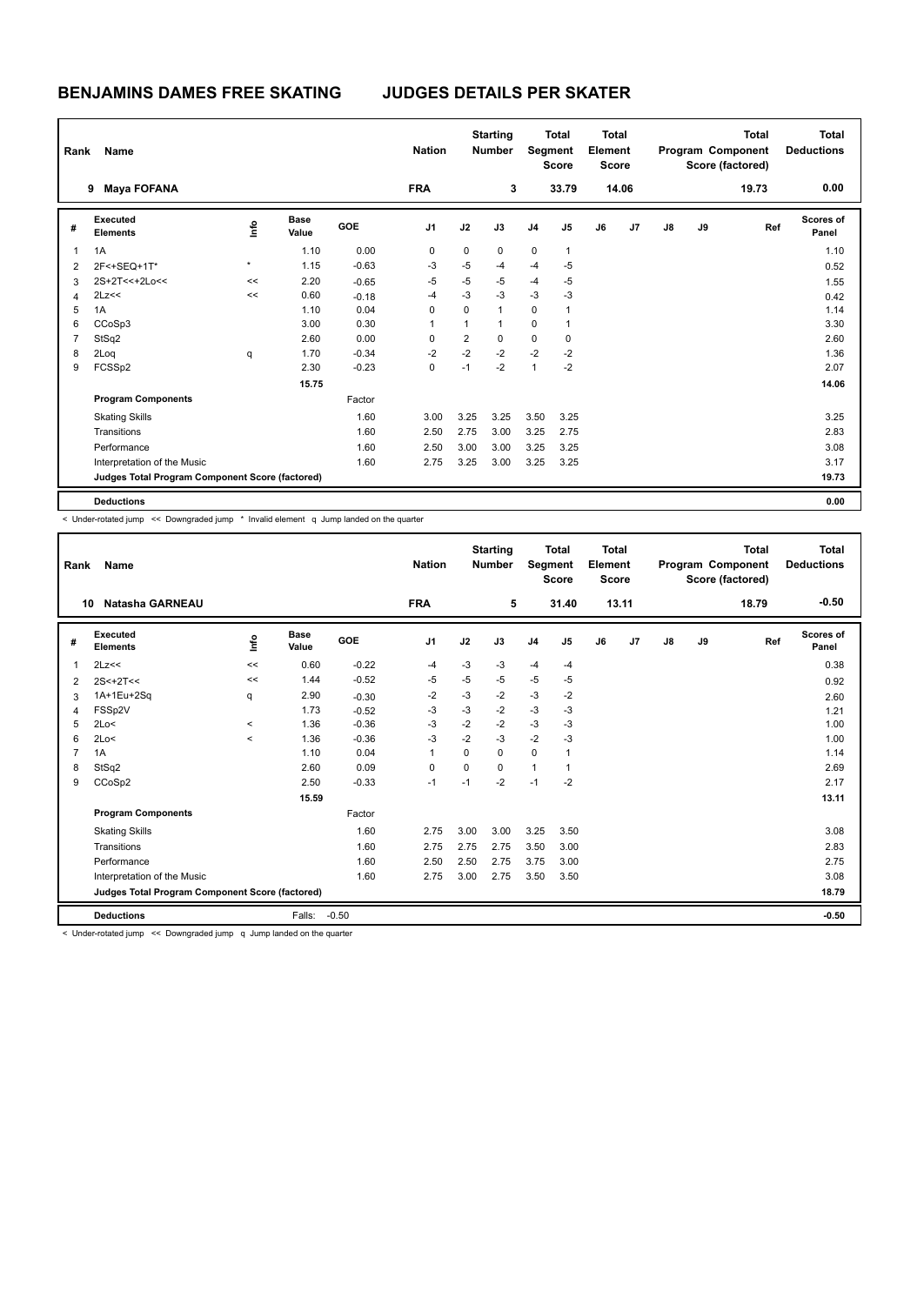# BENJAMINS DAMES FREE SKATING — JUDGES DETAILS PER SKATER

| Rank | Name | Nation | Starting Number | Total Segment Score | Total Element Score | Total Program Component Score (factored) | Total Deductions |
|---|---|---|---|---|---|---|---|
| 9 | Maya FOFANA | FRA | 3 | 33.79 | 14.06 | 19.73 | 0.00 |

| # | Executed Elements | Info | Base Value | GOE | J1 | J2 | J3 | J4 | J5 | J6 | J7 | J8 | J9 | Ref | Scores of Panel |
|---|---|---|---|---|---|---|---|---|---|---|---|---|---|---|---|
| 1 | 1A | | 1.10 | 0.00 | 0 | 0 | 0 | 0 | 1 | | | | | | 1.10 |
| 2 | 2F<+SEQ+1T* | * | 1.15 | -0.63 | -3 | -5 | -4 | -4 | -5 | | | | | | 0.52 |
| 3 | 2S+2T<<+2Lo<< | << | 2.20 | -0.65 | -5 | -5 | -5 | -4 | -5 | | | | | | 1.55 |
| 4 | 2Lz<< | << | 0.60 | -0.18 | -4 | -3 | -3 | -3 | -3 | | | | | | 0.42 |
| 5 | 1A | | 1.10 | 0.04 | 0 | 0 | 1 | 0 | 1 | | | | | | 1.14 |
| 6 | CCoSp3 | | 3.00 | 0.30 | 1 | 1 | 1 | 0 | 1 | | | | | | 3.30 |
| 7 | StSq2 | | 2.60 | 0.00 | 0 | 2 | 0 | 0 | 0 | | | | | | 2.60 |
| 8 | 2Loq | q | 1.70 | -0.34 | -2 | -2 | -2 | -2 | -2 | | | | | | 1.36 |
| 9 | FCSSp2 | | 2.30 | -0.23 | 0 | -1 | -2 | 1 | -2 | | | | | | 2.07 |
| | | | 15.75 | | | | | | | | | | | | 14.06 |
| | **Program Components** | | | Factor | | | | | | | | | | | |
| | Skating Skills | | | 1.60 | 3.00 | 3.25 | 3.25 | 3.50 | 3.25 | | | | | | 3.25 |
| | Transitions | | | 1.60 | 2.50 | 2.75 | 3.00 | 3.25 | 2.75 | | | | | | 2.83 |
| | Performance | | | 1.60 | 2.50 | 3.00 | 3.00 | 3.25 | 3.25 | | | | | | 3.08 |
| | Interpretation of the Music | | | 1.60 | 2.75 | 3.25 | 3.00 | 3.25 | 3.25 | | | | | | 3.17 |
| | **Judges Total Program Component Score (factored)** | | | | | | | | | | | | | | 19.73 |
| | **Deductions** | | | | | | | | | | | | | | 0.00 |

< Under-rotated jump << Downgraded jump * Invalid element q Jump landed on the quarter

| Rank | Name | Nation | Starting Number | Total Segment Score | Total Element Score | Total Program Component Score (factored) | Total Deductions |
|---|---|---|---|---|---|---|---|
| 10 | Natasha GARNEAU | FRA | 5 | 31.40 | 13.11 | 18.79 | -0.50 |

| # | Executed Elements | Info | Base Value | GOE | J1 | J2 | J3 | J4 | J5 | J6 | J7 | J8 | J9 | Ref | Scores of Panel |
|---|---|---|---|---|---|---|---|---|---|---|---|---|---|---|---|
| 1 | 2Lz<< | << | 0.60 | -0.22 | -4 | -3 | -3 | -4 | -4 | | | | | | 0.38 |
| 2 | 2S<+2T<< | << | 1.44 | -0.52 | -5 | -5 | -5 | -5 | -5 | | | | | | 0.92 |
| 3 | 1A+1Eu+2Sq | q | 2.90 | -0.30 | -2 | -3 | -2 | -3 | -2 | | | | | | 2.60 |
| 4 | FSSp2V | | 1.73 | -0.52 | -3 | -3 | -2 | -3 | -3 | | | | | | 1.21 |
| 5 | 2Lo< | < | 1.36 | -0.36 | -3 | -2 | -2 | -3 | -3 | | | | | | 1.00 |
| 6 | 2Lo< | < | 1.36 | -0.36 | -3 | -2 | -3 | -2 | -3 | | | | | | 1.00 |
| 7 | 1A | | 1.10 | 0.04 | 1 | 0 | 0 | 0 | 1 | | | | | | 1.14 |
| 8 | StSq2 | | 2.60 | 0.09 | 0 | 0 | 0 | 1 | 1 | | | | | | 2.69 |
| 9 | CCoSp2 | | 2.50 | -0.33 | -1 | -1 | -2 | -1 | -2 | | | | | | 2.17 |
| | | | 15.59 | | | | | | | | | | | | 13.11 |
| | **Program Components** | | | Factor | | | | | | | | | | | |
| | Skating Skills | | | 1.60 | 2.75 | 3.00 | 3.00 | 3.25 | 3.50 | | | | | | 3.08 |
| | Transitions | | | 1.60 | 2.75 | 2.75 | 2.75 | 3.50 | 3.00 | | | | | | 2.83 |
| | Performance | | | 1.60 | 2.50 | 2.50 | 2.75 | 3.75 | 3.00 | | | | | | 2.75 |
| | Interpretation of the Music | | | 1.60 | 2.75 | 3.00 | 2.75 | 3.50 | 3.50 | | | | | | 3.08 |
| | **Judges Total Program Component Score (factored)** | | | | | | | | | | | | | | 18.79 |
| | **Deductions** | | Falls: | -0.50 | | | | | | | | | | | -0.50 |

< Under-rotated jump << Downgraded jump q Jump landed on the quarter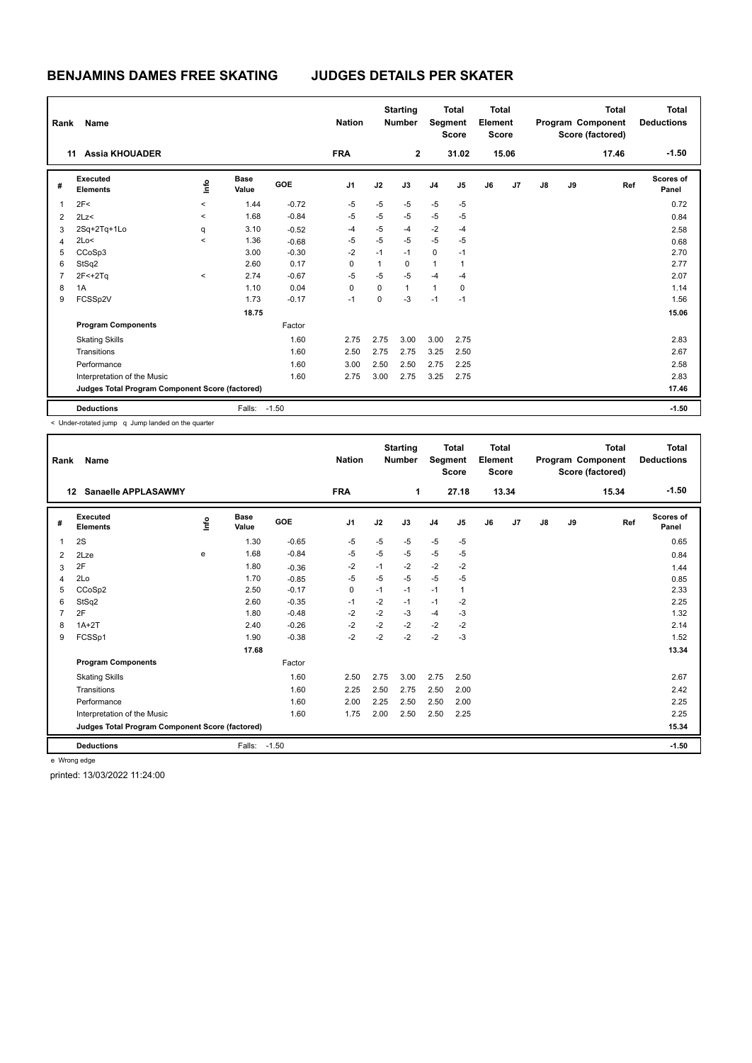# BENJAMINS DAMES FREE SKATING JUDGES DETAILS PER SKATER

| Rank | Name | Nation | Starting Number | Total Segment Score | Total Element Score | Total Program Component Score (factored) | Total Deductions |
|---|---|---|---|---|---|---|---|
| 11 | Assia KHOUADER | FRA | 2 | 31.02 | 15.06 | 17.46 | -1.50 |

| # | Executed Elements | Info | Base Value | GOE | J1 | J2 | J3 | J4 | J5 | J6 | J7 | J8 | J9 | Ref | Scores of Panel |
|---|---|---|---|---|---|---|---|---|---|---|---|---|---|---|---|
| 1 | 2F< | < | 1.44 | -0.72 | -5 | -5 | -5 | -5 | -5 | | | | | | 0.72 |
| 2 | 2Lz< | < | 1.68 | -0.84 | -5 | -5 | -5 | -5 | -5 | | | | | | 0.84 |
| 3 | 2Sq+2Tq+1Lo | q | 3.10 | -0.52 | -4 | -5 | -4 | -2 | -4 | | | | | | 2.58 |
| 4 | 2Lo< | < | 1.36 | -0.68 | -5 | -5 | -5 | -5 | -5 | | | | | | 0.68 |
| 5 | CCoSp3 | | 3.00 | -0.30 | -2 | -1 | -1 | 0 | -1 | | | | | | 2.70 |
| 6 | StSq2 | | 2.60 | 0.17 | 0 | 1 | 0 | 1 | 1 | | | | | | 2.77 |
| 7 | 2F<+2Tq | < | 2.74 | -0.67 | -5 | -5 | -5 | -4 | -4 | | | | | | 2.07 |
| 8 | 1A | | 1.10 | 0.04 | 0 | 0 | 1 | 1 | 0 | | | | | | 1.14 |
| 9 | FCSSp2V | | 1.73 | -0.17 | -1 | 0 | -3 | -1 | -1 | | | | | | 1.56 |
| | | | 18.75 | | | | | | | | | | | | 15.06 |
| | **Program Components** | | | Factor | | | | | | | | | | | |
| | Skating Skills | | | 1.60 | 2.75 | 2.75 | 3.00 | 3.00 | 2.75 | | | | | | 2.83 |
| | Transitions | | | 1.60 | 2.50 | 2.75 | 2.75 | 3.25 | 2.50 | | | | | | 2.67 |
| | Performance | | | 1.60 | 3.00 | 2.50 | 2.50 | 2.75 | 2.25 | | | | | | 2.58 |
| | Interpretation of the Music | | | 1.60 | 2.75 | 3.00 | 2.75 | 3.25 | 2.75 | | | | | | 2.83 |
| | **Judges Total Program Component Score (factored)** | | | | | | | | | | | | | | 17.46 |
| | **Deductions** | | Falls: | -1.50 | | | | | | | | | | | -1.50 |

< Under-rotated jump q Jump landed on the quarter

| Rank | Name | Nation | Starting Number | Total Segment Score | Total Element Score | Total Program Component Score (factored) | Total Deductions |
|---|---|---|---|---|---|---|---|
| 12 | Sanaelle APPLASAWMY | FRA | 1 | 27.18 | 13.34 | 15.34 | -1.50 |

| # | Executed Elements | Info | Base Value | GOE | J1 | J2 | J3 | J4 | J5 | J6 | J7 | J8 | J9 | Ref | Scores of Panel |
|---|---|---|---|---|---|---|---|---|---|---|---|---|---|---|---|
| 1 | 2S | | 1.30 | -0.65 | -5 | -5 | -5 | -5 | -5 | | | | | | 0.65 |
| 2 | 2Lze | e | 1.68 | -0.84 | -5 | -5 | -5 | -5 | -5 | | | | | | 0.84 |
| 3 | 2F | | 1.80 | -0.36 | -2 | -1 | -2 | -2 | -2 | | | | | | 1.44 |
| 4 | 2Lo | | 1.70 | -0.85 | -5 | -5 | -5 | -5 | -5 | | | | | | 0.85 |
| 5 | CCoSp2 | | 2.50 | -0.17 | 0 | -1 | -1 | -1 | 1 | | | | | | 2.33 |
| 6 | StSq2 | | 2.60 | -0.35 | -1 | -2 | -1 | -1 | -2 | | | | | | 2.25 |
| 7 | 2F | | 1.80 | -0.48 | -2 | -2 | -3 | -4 | -3 | | | | | | 1.32 |
| 8 | 1A+2T | | 2.40 | -0.26 | -2 | -2 | -2 | -2 | -2 | | | | | | 2.14 |
| 9 | FCSSp1 | | 1.90 | -0.38 | -2 | -2 | -2 | -2 | -3 | | | | | | 1.52 |
| | | | 17.68 | | | | | | | | | | | | 13.34 |
| | **Program Components** | | | Factor | | | | | | | | | | | |
| | Skating Skills | | | 1.60 | 2.50 | 2.75 | 3.00 | 2.75 | 2.50 | | | | | | 2.67 |
| | Transitions | | | 1.60 | 2.25 | 2.50 | 2.75 | 2.50 | 2.00 | | | | | | 2.42 |
| | Performance | | | 1.60 | 2.00 | 2.25 | 2.50 | 2.50 | 2.00 | | | | | | 2.25 |
| | Interpretation of the Music | | | 1.60 | 1.75 | 2.00 | 2.50 | 2.50 | 2.25 | | | | | | 2.25 |
| | **Judges Total Program Component Score (factored)** | | | | | | | | | | | | | | 15.34 |
| | **Deductions** | | Falls: | -1.50 | | | | | | | | | | | -1.50 |

e Wrong edge

printed: 13/03/2022 11:24:00